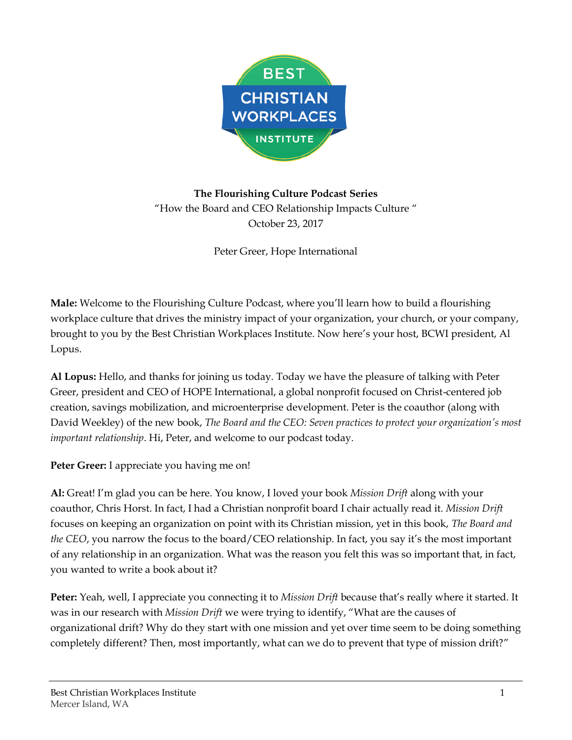**The Flourishing Culture Podcast Series**

"How the Board and CEO Relationship Impacts Culture "

October 23, 2017

Peter Greer, Hope International

**Male:** Welcome to the Flourishing Culture Podcast, where you'll learn how to build a flourishing workplace culture that drives the ministry impact of your organization, your church, or your company, brought to you by the Best Christian Workplaces Institute. Now here's your host, BCWI president, Al Lopus.

**Al Lopus:** Hello, and thanks for joining us today. Today we have the pleasure of talking with Peter Greer, president and CEO of HOPE International, a global nonprofit focused on Christ-centered job creation, savings mobilization, and microenterprise development. Peter is the coauthor (along with David Weekley) of the new book, *The Board and the CEO: Seven practices to protect your organization's most important relationship*. Hi, Peter, and welcome to our podcast today.

**Peter Greer:** I appreciate you having me on!

**Al:** Great! I'm glad you can be here. You know, I loved your book *Mission Drift* along with your coauthor, Chris Horst. In fact, I had a Christian nonprofit board I chair actually read it. *Mission Drift* focuses on keeping an organization on point with its Christian mission, yet in this book, *The Board and the CEO*, you narrow the focus to the board/CEO relationship. In fact, you say it's the most important of any relationship in an organization. What was the reason you felt this was so important that, in fact, you wanted to write a book about it?

**Peter:** Yeah, well, I appreciate you connecting it to *Mission Drift* because that's really where it started. It was in our research with *Mission Drift* we were trying to identify, "What are the causes of organizational drift? Why do they start with one mission and yet over time seem to be doing something completely different? Then, most importantly, what can we do to prevent that type of mission drift?"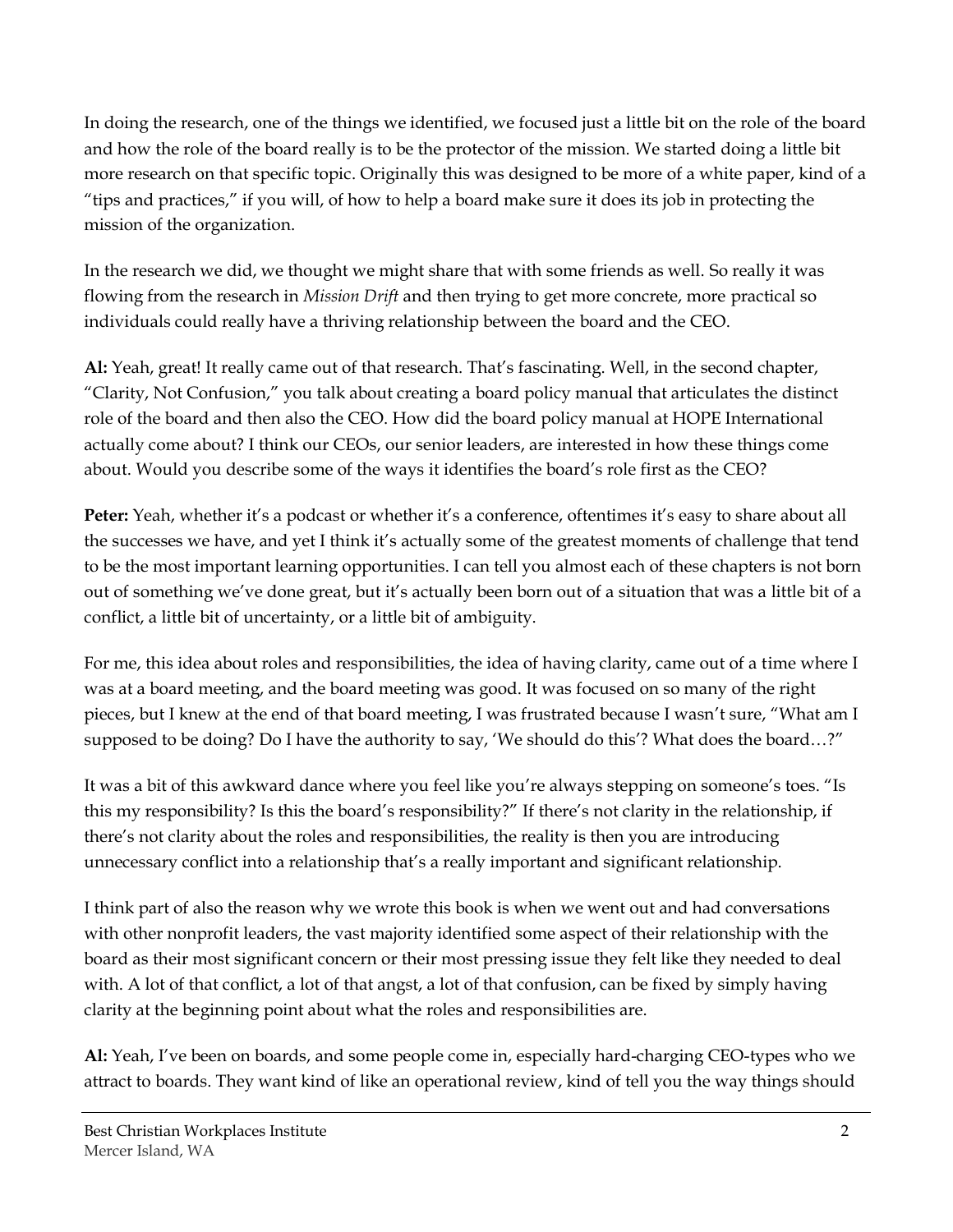In doing the research, one of the things we identified, we focused just a little bit on the role of the board and how the role of the board really is to be the protector of the mission. We started doing a little bit more research on that specific topic. Originally this was designed to be more of a white paper, kind of a "tips and practices," if you will, of how to help a board make sure it does its job in protecting the mission of the organization.

In the research we did, we thought we might share that with some friends as well. So really it was flowing from the research in *Mission Drift* and then trying to get more concrete, more practical so individuals could really have a thriving relationship between the board and the CEO.

**Al:** Yeah, great! It really came out of that research. That's fascinating. Well, in the second chapter, "Clarity, Not Confusion," you talk about creating a board policy manual that articulates the distinct role of the board and then also the CEO. How did the board policy manual at HOPE International actually come about? I think our CEOs, our senior leaders, are interested in how these things come about. Would you describe some of the ways it identifies the board's role first as the CEO?

**Peter:** Yeah, whether it's a podcast or whether it's a conference, oftentimes it's easy to share about all the successes we have, and yet I think it's actually some of the greatest moments of challenge that tend to be the most important learning opportunities. I can tell you almost each of these chapters is not born out of something we've done great, but it's actually been born out of a situation that was a little bit of a conflict, a little bit of uncertainty, or a little bit of ambiguity.

For me, this idea about roles and responsibilities, the idea of having clarity, came out of a time where I was at a board meeting, and the board meeting was good. It was focused on so many of the right pieces, but I knew at the end of that board meeting, I was frustrated because I wasn't sure, "What am I supposed to be doing? Do I have the authority to say, 'We should do this'? What does the board…?"

It was a bit of this awkward dance where you feel like you're always stepping on someone's toes. "Is this my responsibility? Is this the board's responsibility?" If there's not clarity in the relationship, if there's not clarity about the roles and responsibilities, the reality is then you are introducing unnecessary conflict into a relationship that's a really important and significant relationship.

I think part of also the reason why we wrote this book is when we went out and had conversations with other nonprofit leaders, the vast majority identified some aspect of their relationship with the board as their most significant concern or their most pressing issue they felt like they needed to deal with. A lot of that conflict, a lot of that angst, a lot of that confusion, can be fixed by simply having clarity at the beginning point about what the roles and responsibilities are.

**Al:** Yeah, I've been on boards, and some people come in, especially hard-charging CEO-types who we attract to boards. They want kind of like an operational review, kind of tell you the way things should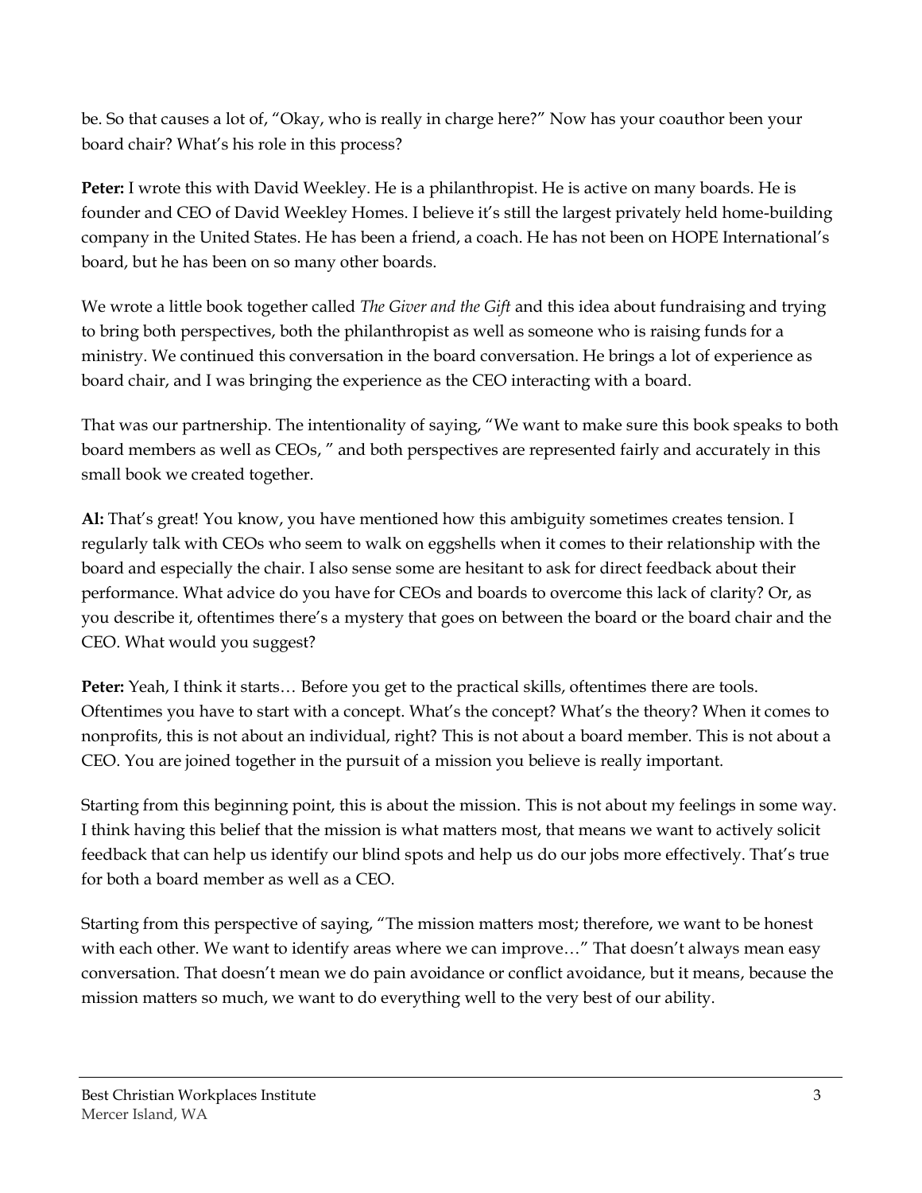be. So that causes a lot of, "Okay, who is really in charge here?" Now has your coauthor been your board chair? What's his role in this process?

**Peter:** I wrote this with David Weekley. He is a philanthropist. He is active on many boards. He is founder and CEO of David Weekley Homes. I believe it's still the largest privately held home-building company in the United States. He has been a friend, a coach. He has not been on HOPE International's board, but he has been on so many other boards.

We wrote a little book together called *The Giver and the Gift* and this idea about fundraising and trying to bring both perspectives, both the philanthropist as well as someone who is raising funds for a ministry. We continued this conversation in the board conversation. He brings a lot of experience as board chair, and I was bringing the experience as the CEO interacting with a board.

That was our partnership. The intentionality of saying, "We want to make sure this book speaks to both board members as well as CEOs, " and both perspectives are represented fairly and accurately in this small book we created together.

**Al:** That's great! You know, you have mentioned how this ambiguity sometimes creates tension. I regularly talk with CEOs who seem to walk on eggshells when it comes to their relationship with the board and especially the chair. I also sense some are hesitant to ask for direct feedback about their performance. What advice do you have for CEOs and boards to overcome this lack of clarity? Or, as you describe it, oftentimes there's a mystery that goes on between the board or the board chair and the CEO. What would you suggest?

**Peter:** Yeah, I think it starts… Before you get to the practical skills, oftentimes there are tools. Oftentimes you have to start with a concept. What's the concept? What's the theory? When it comes to nonprofits, this is not about an individual, right? This is not about a board member. This is not about a CEO. You are joined together in the pursuit of a mission you believe is really important.

Starting from this beginning point, this is about the mission. This is not about my feelings in some way. I think having this belief that the mission is what matters most, that means we want to actively solicit feedback that can help us identify our blind spots and help us do our jobs more effectively. That's true for both a board member as well as a CEO.

Starting from this perspective of saying, "The mission matters most; therefore, we want to be honest with each other. We want to identify areas where we can improve…" That doesn't always mean easy conversation. That doesn't mean we do pain avoidance or conflict avoidance, but it means, because the mission matters so much, we want to do everything well to the very best of our ability.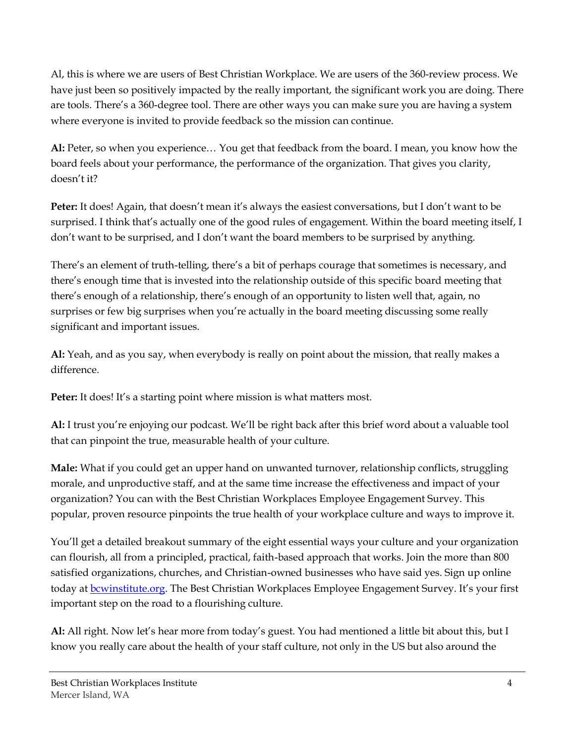Al, this is where we are users of Best Christian Workplace. We are users of the 360-review process. We have just been so positively impacted by the really important, the significant work you are doing. There are tools. There's a 360-degree tool. There are other ways you can make sure you are having a system where everyone is invited to provide feedback so the mission can continue.

**Al:** Peter, so when you experience… You get that feedback from the board. I mean, you know how the board feels about your performance, the performance of the organization. That gives you clarity, doesn't it?

**Peter:** It does! Again, that doesn't mean it's always the easiest conversations, but I don't want to be surprised. I think that's actually one of the good rules of engagement. Within the board meeting itself, I don't want to be surprised, and I don't want the board members to be surprised by anything.

There's an element of truth-telling, there's a bit of perhaps courage that sometimes is necessary, and there's enough time that is invested into the relationship outside of this specific board meeting that there's enough of a relationship, there's enough of an opportunity to listen well that, again, no surprises or few big surprises when you're actually in the board meeting discussing some really significant and important issues.

**Al:** Yeah, and as you say, when everybody is really on point about the mission, that really makes a difference.

**Peter:** It does! It's a starting point where mission is what matters most.

**Al:** I trust you're enjoying our podcast. We'll be right back after this brief word about a valuable tool that can pinpoint the true, measurable health of your culture.

**Male:** What if you could get an upper hand on unwanted turnover, relationship conflicts, struggling morale, and unproductive staff, and at the same time increase the effectiveness and impact of your organization? You can with the Best Christian Workplaces Employee Engagement Survey. This popular, proven resource pinpoints the true health of your workplace culture and ways to improve it.

You'll get a detailed breakout summary of the eight essential ways your culture and your organization can flourish, all from a principled, practical, faith-based approach that works. Join the more than 800 satisfied organizations, churches, and Christian-owned businesses who have said yes. Sign up online today at [bcwinstitute.org](http://bcwinstitute.org). The Best Christian Workplaces Employee Engagement Survey. It's your first important step on the road to a flourishing culture.

**Al:** All right. Now let's hear more from today's guest. You had mentioned a little bit about this, but I know you really care about the health of your staff culture, not only in the US but also around the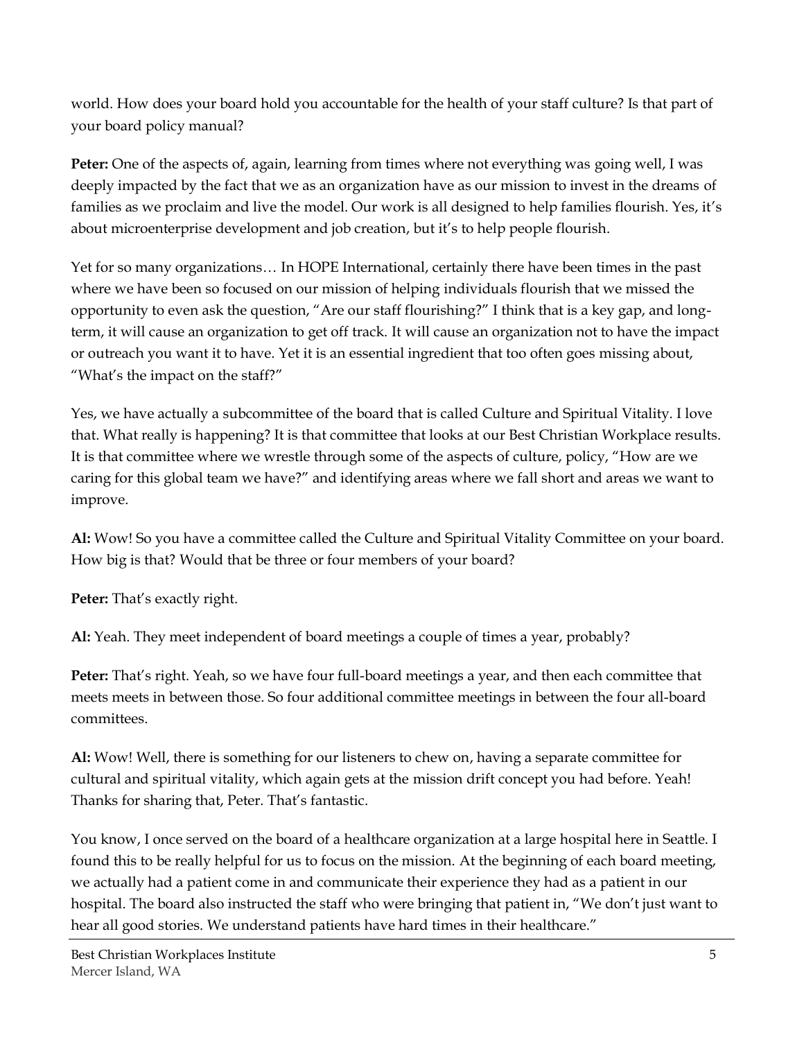world. How does your board hold you accountable for the health of your staff culture? Is that part of your board policy manual?

**Peter:** One of the aspects of, again, learning from times where not everything was going well, I was deeply impacted by the fact that we as an organization have as our mission to invest in the dreams of families as we proclaim and live the model. Our work is all designed to help families flourish. Yes, it's about microenterprise development and job creation, but it's to help people flourish.

Yet for so many organizations… In HOPE International, certainly there have been times in the past where we have been so focused on our mission of helping individuals flourish that we missed the opportunity to even ask the question, "Are our staff flourishing?" I think that is a key gap, and long-term, it will cause an organization to get off track. It will cause an organization not to have the impact or outreach you want it to have. Yet it is an essential ingredient that too often goes missing about, "What's the impact on the staff?"

Yes, we have actually a subcommittee of the board that is called Culture and Spiritual Vitality. I love that. What really is happening? It is that committee that looks at our Best Christian Workplace results. It is that committee where we wrestle through some of the aspects of culture, policy, "How are we caring for this global team we have?" and identifying areas where we fall short and areas we want to improve.

**Al:** Wow! So you have a committee called the Culture and Spiritual Vitality Committee on your board. How big is that? Would that be three or four members of your board?

**Peter:** That's exactly right.

**Al:** Yeah. They meet independent of board meetings a couple of times a year, probably?

**Peter:** That's right. Yeah, so we have four full-board meetings a year, and then each committee that meets meets in between those. So four additional committee meetings in between the four all-board committees.

**Al:** Wow! Well, there is something for our listeners to chew on, having a separate committee for cultural and spiritual vitality, which again gets at the mission drift concept you had before. Yeah! Thanks for sharing that, Peter. That's fantastic.

You know, I once served on the board of a healthcare organization at a large hospital here in Seattle. I found this to be really helpful for us to focus on the mission. At the beginning of each board meeting, we actually had a patient come in and communicate their experience they had as a patient in our hospital. The board also instructed the staff who were bringing that patient in, "We don't just want to hear all good stories. We understand patients have hard times in their healthcare."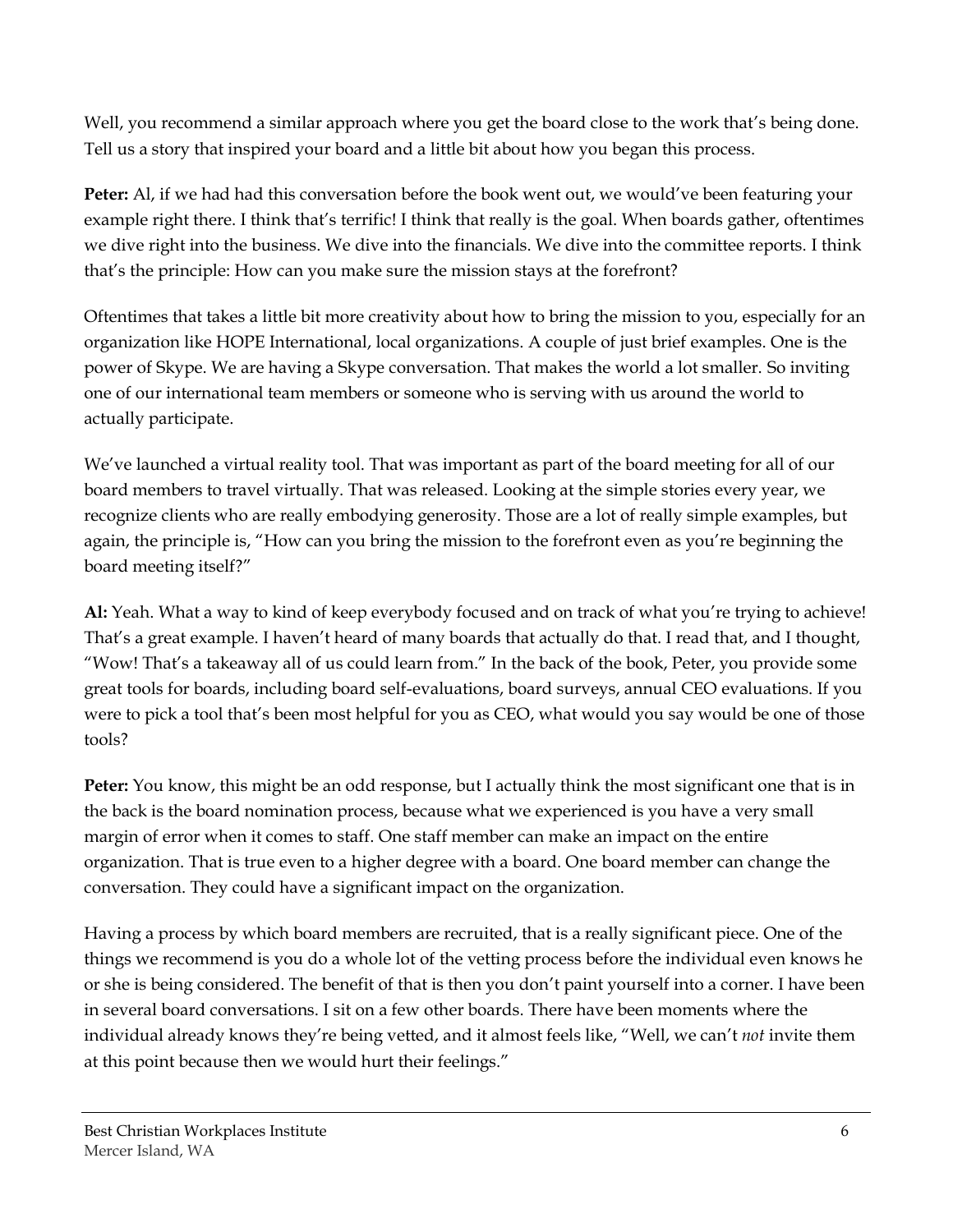Well, you recommend a similar approach where you get the board close to the work that's being done. Tell us a story that inspired your board and a little bit about how you began this process.

**Peter:** Al, if we had had this conversation before the book went out, we would've been featuring your example right there. I think that's terrific! I think that really is the goal. When boards gather, oftentimes we dive right into the business. We dive into the financials. We dive into the committee reports. I think that's the principle: How can you make sure the mission stays at the forefront?

Oftentimes that takes a little bit more creativity about how to bring the mission to you, especially for an organization like HOPE International, local organizations. A couple of just brief examples. One is the power of Skype. We are having a Skype conversation. That makes the world a lot smaller. So inviting one of our international team members or someone who is serving with us around the world to actually participate.

We've launched a virtual reality tool. That was important as part of the board meeting for all of our board members to travel virtually. That was released. Looking at the simple stories every year, we recognize clients who are really embodying generosity. Those are a lot of really simple examples, but again, the principle is, "How can you bring the mission to the forefront even as you're beginning the board meeting itself?"

**Al:** Yeah. What a way to kind of keep everybody focused and on track of what you're trying to achieve! That's a great example. I haven't heard of many boards that actually do that. I read that, and I thought, "Wow! That's a takeaway all of us could learn from." In the back of the book, Peter, you provide some great tools for boards, including board self-evaluations, board surveys, annual CEO evaluations. If you were to pick a tool that's been most helpful for you as CEO, what would you say would be one of those tools?

**Peter:** You know, this might be an odd response, but I actually think the most significant one that is in the back is the board nomination process, because what we experienced is you have a very small margin of error when it comes to staff. One staff member can make an impact on the entire organization. That is true even to a higher degree with a board. One board member can change the conversation. They could have a significant impact on the organization.

Having a process by which board members are recruited, that is a really significant piece. One of the things we recommend is you do a whole lot of the vetting process before the individual even knows he or she is being considered. The benefit of that is then you don't paint yourself into a corner. I have been in several board conversations. I sit on a few other boards. There have been moments where the individual already knows they're being vetted, and it almost feels like, "Well, we can't *not* invite them at this point because then we would hurt their feelings."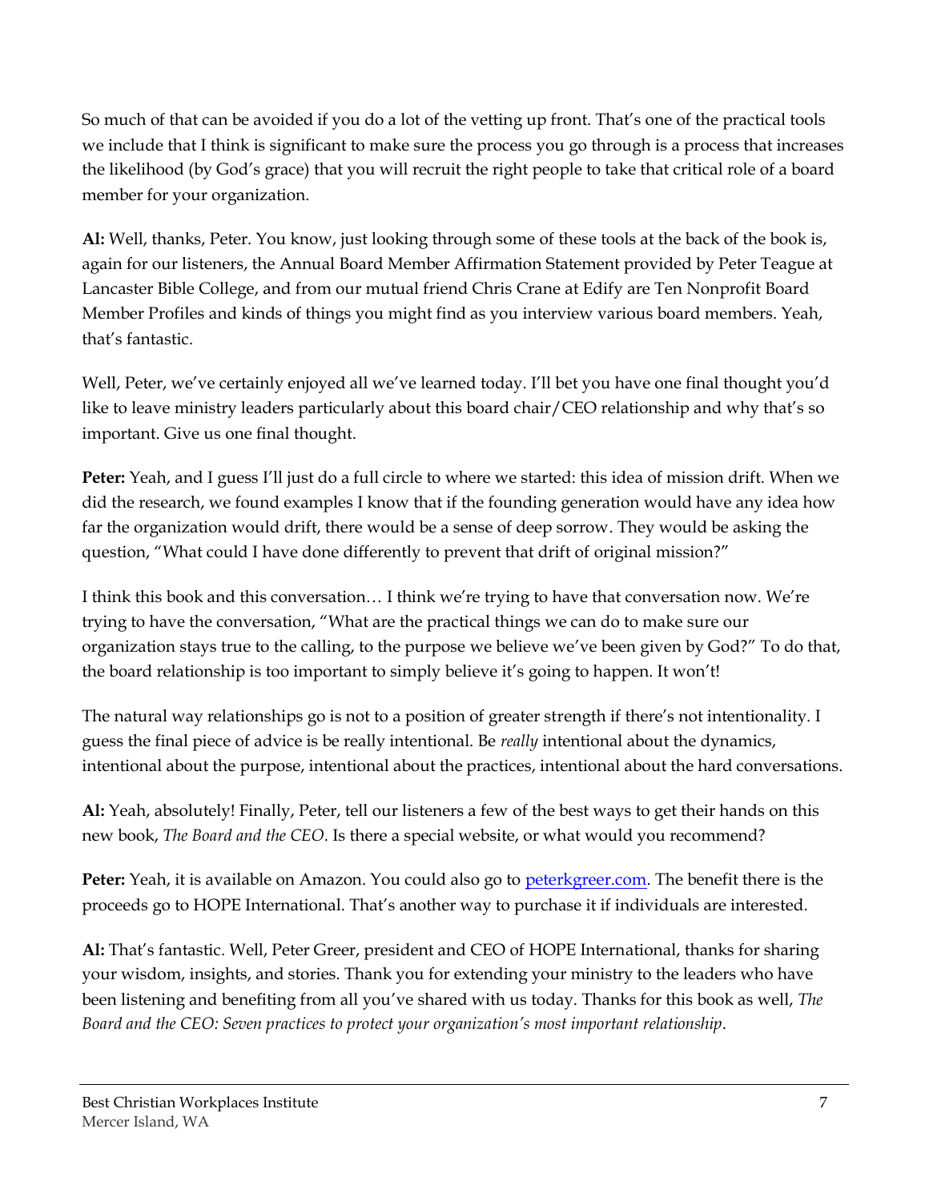So much of that can be avoided if you do a lot of the vetting up front. That's one of the practical tools we include that I think is significant to make sure the process you go through is a process that increases the likelihood (by God's grace) that you will recruit the right people to take that critical role of a board member for your organization.

**Al:** Well, thanks, Peter. You know, just looking through some of these tools at the back of the book is, again for our listeners, the Annual Board Member Affirmation Statement provided by Peter Teague at Lancaster Bible College, and from our mutual friend Chris Crane at Edify are Ten Nonprofit Board Member Profiles and kinds of things you might find as you interview various board members. Yeah, that's fantastic.

Well, Peter, we've certainly enjoyed all we've learned today. I'll bet you have one final thought you'd like to leave ministry leaders particularly about this board chair/CEO relationship and why that's so important. Give us one final thought.

**Peter:** Yeah, and I guess I'll just do a full circle to where we started: this idea of mission drift. When we did the research, we found examples I know that if the founding generation would have any idea how far the organization would drift, there would be a sense of deep sorrow. They would be asking the question, "What could I have done differently to prevent that drift of original mission?"

I think this book and this conversation… I think we're trying to have that conversation now. We're trying to have the conversation, "What are the practical things we can do to make sure our organization stays true to the calling, to the purpose we believe we've been given by God?" To do that, the board relationship is too important to simply believe it's going to happen. It won't!

The natural way relationships go is not to a position of greater strength if there's not intentionality. I guess the final piece of advice is be really intentional. Be *really* intentional about the dynamics, intentional about the purpose, intentional about the practices, intentional about the hard conversations.

**Al:** Yeah, absolutely! Finally, Peter, tell our listeners a few of the best ways to get their hands on this new book, *The Board and the CEO*. Is there a special website, or what would you recommend?

**Peter:** Yeah, it is available on Amazon. You could also go to [peterkgreer.com](peterkgreer.com). The benefit there is the proceeds go to HOPE International. That's another way to purchase it if individuals are interested.

**Al:** That's fantastic. Well, Peter Greer, president and CEO of HOPE International, thanks for sharing your wisdom, insights, and stories. Thank you for extending your ministry to the leaders who have been listening and benefiting from all you've shared with us today. Thanks for this book as well, *The Board and the CEO: Seven practices to protect your organization's most important relationship*.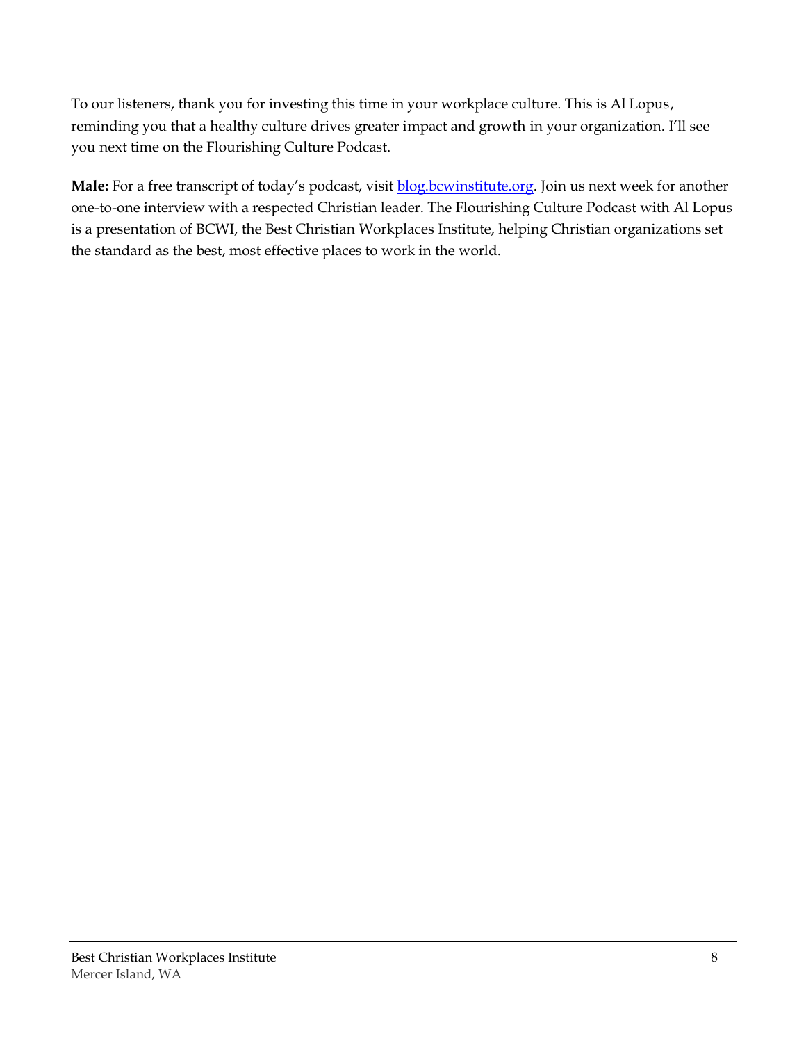To our listeners, thank you for investing this time in your workplace culture. This is Al Lopus, reminding you that a healthy culture drives greater impact and growth in your organization. I'll see you next time on the Flourishing Culture Podcast.

**Male:** For a free transcript of today's podcast, visit [blog.bcwinstitute.org](blog.bcwinstitute.org). Join us next week for another one-to-one interview with a respected Christian leader. The Flourishing Culture Podcast with Al Lopus is a presentation of BCWI, the Best Christian Workplaces Institute, helping Christian organizations set the standard as the best, most effective places to work in the world.